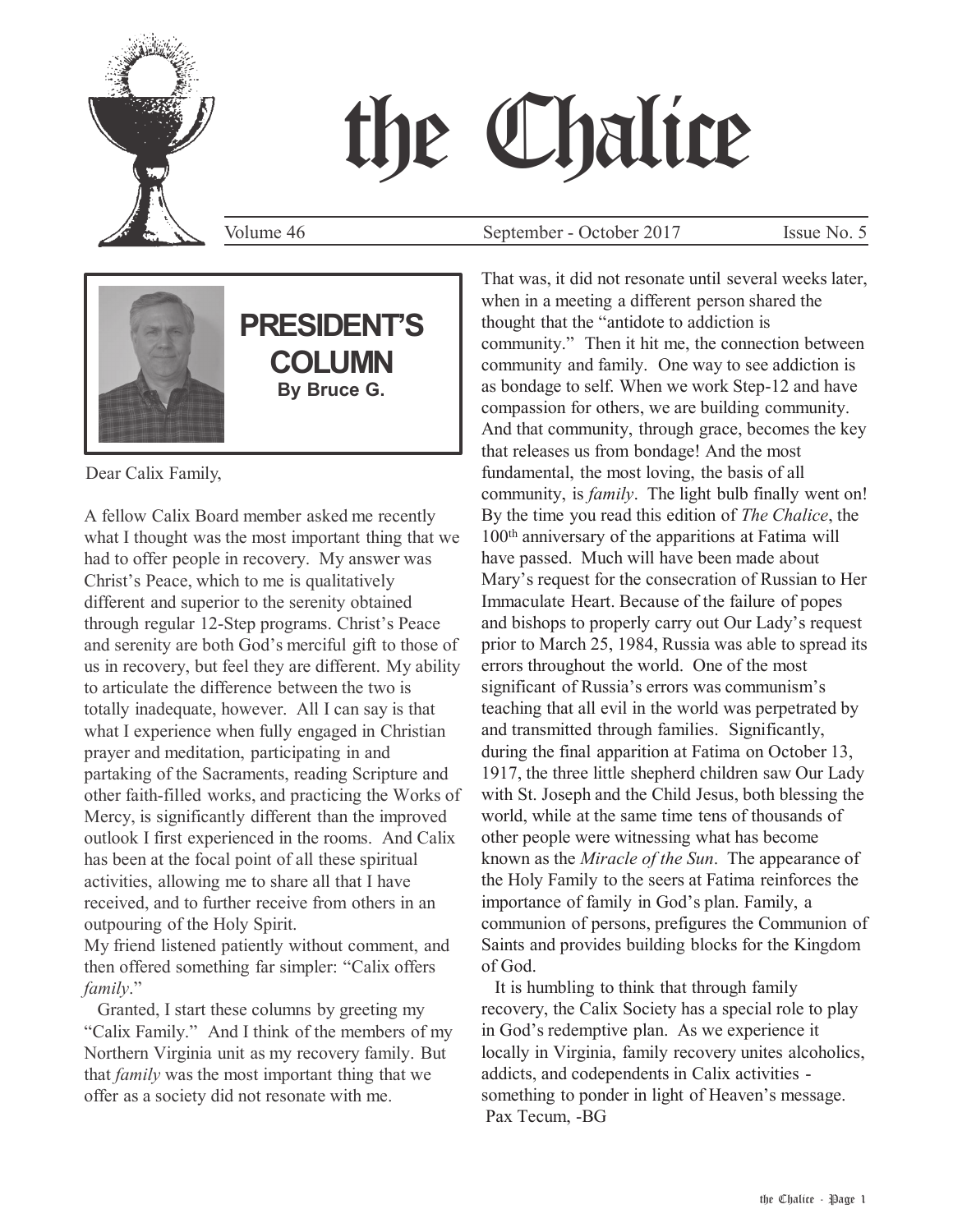# the Chalice

Volume 46 September - October 2017 Issue No. 5

## PRESIDENT'S COLUMN

**By Bruce G.**

Dear Calix Family,

A fellow Calix Board member asked me recently what I thought was the most important thing that we had to offer people in recovery. My answer was Christ's Peace, which to me is qualitatively different and superior to the serenity obtained through regular 12-Step programs. Christ's Peace and serenity are both God's merciful gift to those of us in recovery, but feel they are different. My ability to articulate the difference between the two is totally inadequate, however. All I can say is that what I experience when fully engaged in Christian prayer and meditation, participating in and partaking of the Sacraments, reading Scripture and other faith-filled works, and practicing the Works of Mercy, is significantly different than the improved outlook I first experienced in the rooms. And Calix has been at the focal point of all these spiritual activities, allowing me to share all that I have received, and to further receive from others in an outpouring of the Holy Spirit.

My friend listened patiently without comment, and then offered something far simpler: "Calix offers *family*."

Granted, I start these columns by greeting my "Calix Family." And I think of the members of my Northern Virginia unit as my recovery family. But that *family* was the most important thing that we offer as a society did not resonate with me.

That was, it did not resonate until several weeks later, when in a meeting a different person shared the thought that the "antidote to addiction is community." Then it hit me, the connection between community and family. One way to see addiction is as bondage to self. When we work Step-12 and have compassion for others, we are building community. And that community, through grace, becomes the key that releases us from bondage! And the most fundamental, the most loving, the basis of all community, is *family*. The light bulb finally went on! By the time you read this edition of *The Chalice*, the 100th anniversary of the apparitions at Fatima will have passed. Much will have been made about Mary's request for the consecration of Russian to Her Immaculate Heart. Because of the failure of popes and bishops to properly carry out Our Lady's request prior to March 25, 1984, Russia was able to spread its errors throughout the world. One of the most significant of Russia's errors was communism's teaching that all evil in the world was perpetrated by and transmitted through families. Significantly, during the final apparition at Fatima on October 13, 1917, the three little shepherd children saw Our Lady with St. Joseph and the Child Jesus, both blessing the world, while at the same time tens of thousands of other people were witnessing what has become known as the *Miracle of the Sun*. The appearance of the Holy Family to the seers at Fatima reinforces the importance of family in God's plan. Family, a communion of persons, prefigures the Communion of Saints and provides building blocks for the Kingdom of God.

It is humbling to think that through family recovery, the Calix Society has a special role to play in God's redemptive plan. As we experience it locally in Virginia, family recovery unites alcoholics, addicts, and codependents in Calix activities - something to ponder in light of Heaven's message.

Pax Tecum, -BG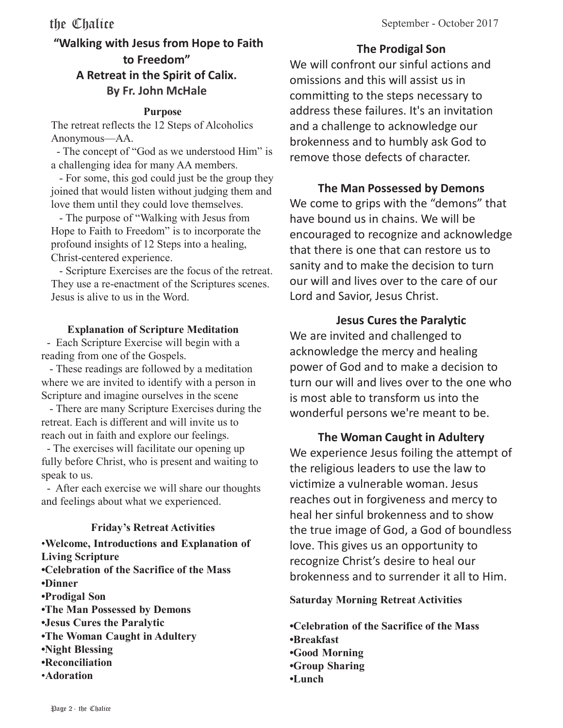## "Walking with Jesus from Hope to Faith to Freedom" A Retreat in the Spirit of Calix. By Fr. John McHale

### Purpose

The retreat reflects the 12 Steps of Alcoholics Anonymous—AA.

- The concept of "God as we understood Him" is a challenging idea for many AA members.
- For some, this god could just be the group they joined that would listen without judging them and love them until they could love themselves.
- The purpose of "Walking with Jesus from Hope to Faith to Freedom" is to incorporate the profound insights of 12 Steps into a healing, Christ-centered experience.
- Scripture Exercises are the focus of the retreat. They use a re-enactment of the Scriptures scenes. Jesus is alive to us in the Word.

### Explanation of Scripture Meditation

- Each Scripture Exercise will begin with a reading from one of the Gospels.
- These readings are followed by a meditation where we are invited to identify with a person in Scripture and imagine ourselves in the scene
- There are many Scripture Exercises during the retreat. Each is different and will invite us to reach out in faith and explore our feelings.
- The exercises will facilitate our opening up fully before Christ, who is present and waiting to speak to us.
- After each exercise we will share our thoughts and feelings about what we experienced.

### Friday's Retreat Activities

- **Welcome, Introductions and Explanation of Living Scripture**
- **Celebration of the Sacrifice of the Mass**
- **Dinner**
- **Prodigal Son**
- **The Man Possessed by Demons**
- **Jesus Cures the Paralytic**
- **The Woman Caught in Adultery**
- **Night Blessing**
- **Reconciliation**
- **Adoration**

### The Prodigal Son

We will confront our sinful actions and omissions and this will assist us in committing to the steps necessary to address these failures. It's an invitation and a challenge to acknowledge our brokenness and to humbly ask God to remove those defects of character.

### The Man Possessed by Demons

We come to grips with the "demons" that have bound us in chains. We will be encouraged to recognize and acknowledge that there is one that can restore us to sanity and to make the decision to turn our will and lives over to the care of our Lord and Savior, Jesus Christ.

### Jesus Cures the Paralytic

We are invited and challenged to acknowledge the mercy and healing power of God and to make a decision to turn our will and lives over to the one who is most able to transform us into the wonderful persons we're meant to be.

### The Woman Caught in Adultery

We experience Jesus foiling the attempt of the religious leaders to use the law to victimize a vulnerable woman. Jesus reaches out in forgiveness and mercy to heal her sinful brokenness and to show the true image of God, a God of boundless love. This gives us an opportunity to recognize Christ's desire to heal our brokenness and to surrender it all to Him.

### Saturday Morning Retreat Activities

- **Celebration of the Sacrifice of the Mass**
- **Breakfast**
- **Good Morning**
- **Group Sharing**
- **Lunch**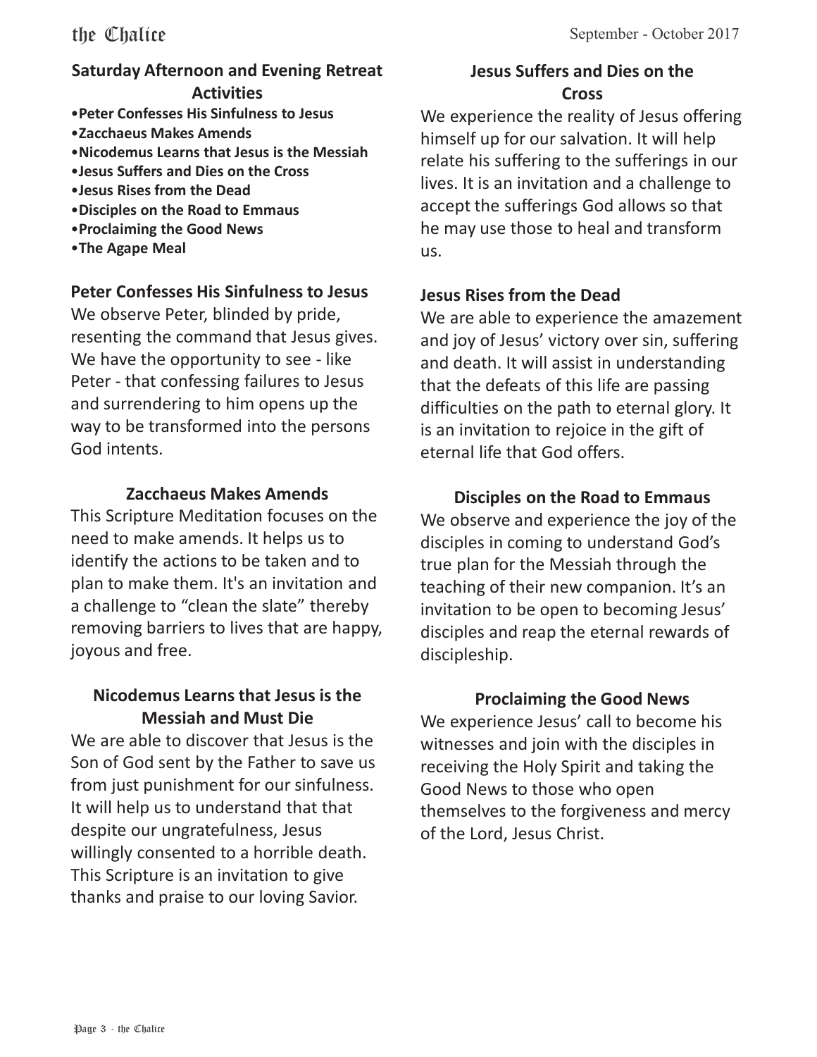## Saturday Afternoon and Evening Retreat Activities

- **Peter Confesses His Sinfulness to Jesus**
- **Zacchaeus Makes Amends**
- **Nicodemus Learns that Jesus is the Messiah**
- **Jesus Suffers and Dies on the Cross**
- **Jesus Rises from the Dead**
- **Disciples on the Road to Emmaus**
- **Proclaiming the Good News**
- **The Agape Meal**

### Peter Confesses His Sinfulness to Jesus

We observe Peter, blinded by pride, resenting the command that Jesus gives. We have the opportunity to see - like Peter - that confessing failures to Jesus and surrendering to him opens up the way to be transformed into the persons God intents.

### Zacchaeus Makes Amends

This Scripture Meditation focuses on the need to make amends. It helps us to identify the actions to be taken and to plan to make them. It's an invitation and a challenge to "clean the slate" thereby removing barriers to lives that are happy, joyous and free.

### Nicodemus Learns that Jesus is the Messiah and Must Die

We are able to discover that Jesus is the Son of God sent by the Father to save us from just punishment for our sinfulness. It will help us to understand that that despite our ungratefulness, Jesus willingly consented to a horrible death. This Scripture is an invitation to give thanks and praise to our loving Savior.

### Jesus Suffers and Dies on the Cross

We experience the reality of Jesus offering himself up for our salvation. It will help relate his suffering to the sufferings in our lives. It is an invitation and a challenge to accept the sufferings God allows so that he may use those to heal and transform us.

### Jesus Rises from the Dead

We are able to experience the amazement and joy of Jesus' victory over sin, suffering and death. It will assist in understanding that the defeats of this life are passing difficulties on the path to eternal glory. It is an invitation to rejoice in the gift of eternal life that God offers.

### Disciples on the Road to Emmaus

We observe and experience the joy of the disciples in coming to understand God's true plan for the Messiah through the teaching of their new companion. It's an invitation to be open to becoming Jesus' disciples and reap the eternal rewards of discipleship.

### Proclaiming the Good News

We experience Jesus' call to become his witnesses and join with the disciples in receiving the Holy Spirit and taking the Good News to those who open themselves to the forgiveness and mercy of the Lord, Jesus Christ.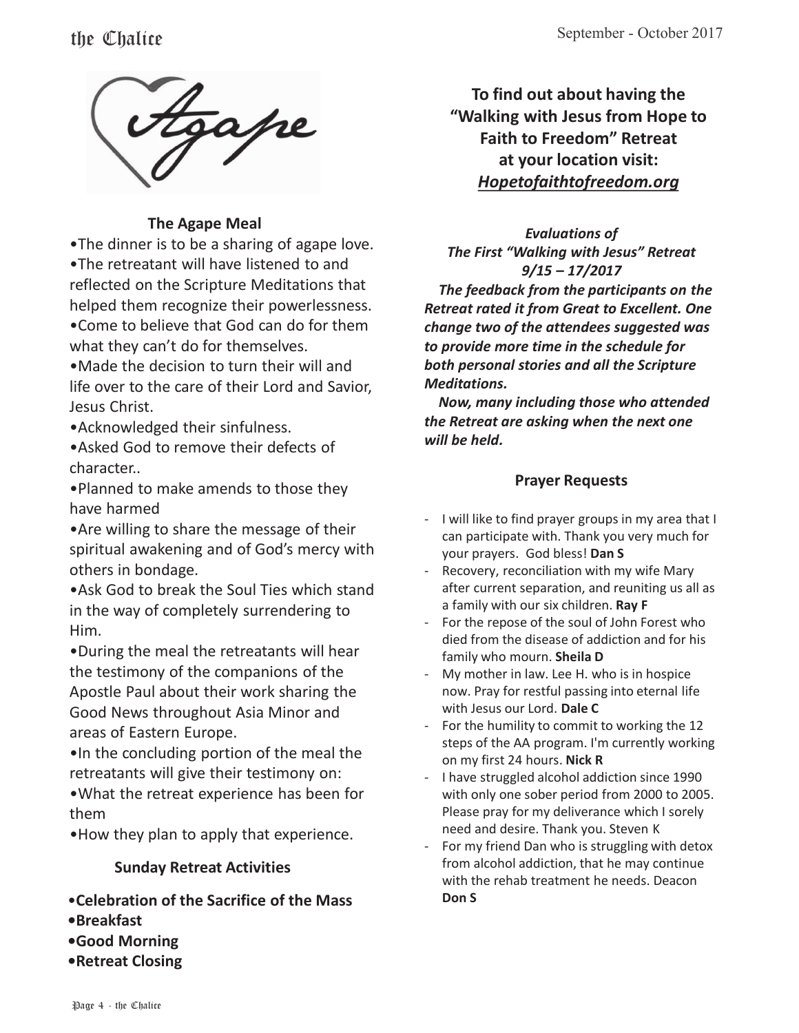### The Agape Meal

- The dinner is to be a sharing of agape love.
- The retreatant will have listened to and reflected on the Scripture Meditations that helped them recognize their powerlessness.
- Come to believe that God can do for them what they can't do for themselves.
- Made the decision to turn their will and life over to the care of their Lord and Savior, Jesus Christ.
- Acknowledged their sinfulness.
- Asked God to remove their defects of character..
- Planned to make amends to those they have harmed
- Are willing to share the message of their spiritual awakening and of God's mercy with others in bondage.
- Ask God to break the Soul Ties which stand in the way of completely surrendering to Him.
- During the meal the retreatants will hear the testimony of the companions of the Apostle Paul about their work sharing the Good News throughout Asia Minor and areas of Eastern Europe.
- In the concluding portion of the meal the retreatants will give their testimony on:
- What the retreat experience has been for them
- How they plan to apply that experience.

### Sunday Retreat Activities

- **Celebration of the Sacrifice of the Mass**
- **Breakfast**
- **Good Morning**
- **Retreat Closing**

**To find out about having the "Walking with Jesus from Hope to Faith to Freedom" Retreat at your location visit: *Hopetofaithtofreedom.org***

***Evaluations of The First "Walking with Jesus" Retreat 9/15 – 17/2017***

***The feedback from the participants on the Retreat rated it from Great to Excellent. One change two of the attendees suggested was to provide more time in the schedule for both personal stories and all the Scripture Meditations.***

***Now, many including those who attended the Retreat are asking when the next one will be held.***

### Prayer Requests

- I will like to find prayer groups in my area that I can participate with. Thank you very much for your prayers. God bless! **Dan S**
- Recovery, reconciliation with my wife Mary after current separation, and reuniting us all as a family with our six children. **Ray F**
- For the repose of the soul of John Forest who died from the disease of addiction and for his family who mourn. **Sheila D**
- My mother in law. Lee H. who is in hospice now. Pray for restful passing into eternal life with Jesus our Lord. **Dale C**
- For the humility to commit to working the 12 steps of the AA program. I'm currently working on my first 24 hours. **Nick R**
- I have struggled alcohol addiction since 1990 with only one sober period from 2000 to 2005. Please pray for my deliverance which I sorely need and desire. Thank you. Steven K
- For my friend Dan who is struggling with detox from alcohol addiction, that he may continue with the rehab treatment he needs. Deacon **Don S**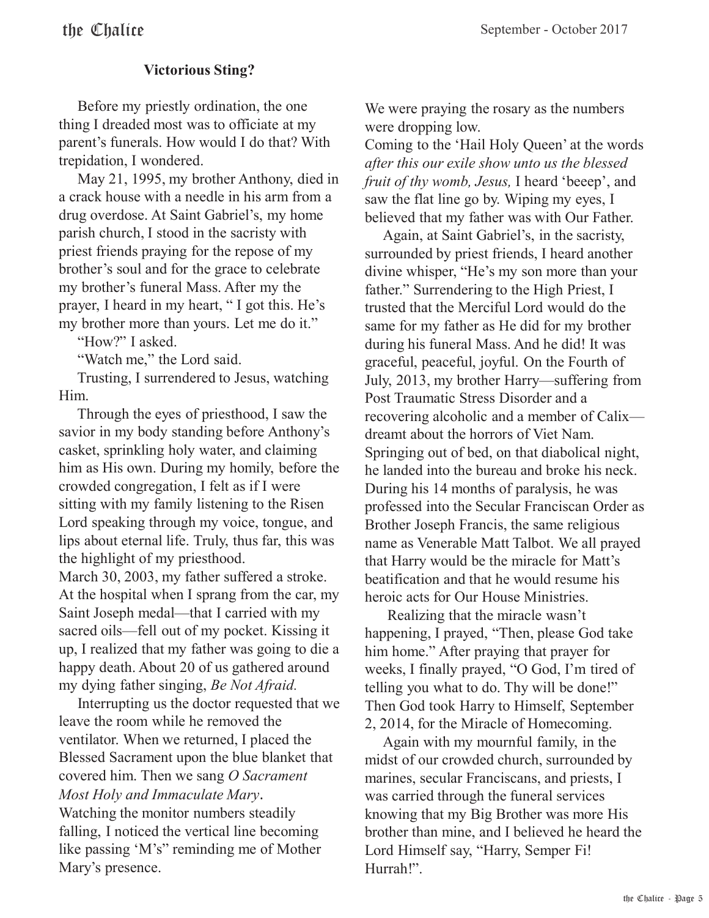### Victorious Sting?

Before my priestly ordination, the one thing I dreaded most was to officiate at my parent's funerals. How would I do that? With trepidation, I wondered.

May 21, 1995, my brother Anthony, died in a crack house with a needle in his arm from a drug overdose. At Saint Gabriel's, my home parish church, I stood in the sacristy with priest friends praying for the repose of my brother's soul and for the grace to celebrate my brother's funeral Mass. After my the prayer, I heard in my heart, " I got this. He's my brother more than yours. Let me do it."

"How?" I asked.

"Watch me," the Lord said.

Trusting, I surrendered to Jesus, watching Him.

Through the eyes of priesthood, I saw the savior in my body standing before Anthony's casket, sprinkling holy water, and claiming him as His own. During my homily, before the crowded congregation, I felt as if I were sitting with my family listening to the Risen Lord speaking through my voice, tongue, and lips about eternal life. Truly, thus far, this was the highlight of my priesthood.

March 30, 2003, my father suffered a stroke. At the hospital when I sprang from the car, my Saint Joseph medal—that I carried with my sacred oils—fell out of my pocket. Kissing it up, I realized that my father was going to die a happy death. About 20 of us gathered around my dying father singing, *Be Not Afraid.*

Interrupting us the doctor requested that we leave the room while he removed the ventilator. When we returned, I placed the Blessed Sacrament upon the blue blanket that covered him. Then we sang *O Sacrament Most Holy and Immaculate Mary*.

Watching the monitor numbers steadily falling, I noticed the vertical line becoming like passing 'M's" reminding me of Mother Mary's presence.

We were praying the rosary as the numbers were dropping low.

Coming to the 'Hail Holy Queen' at the words *after this our exile show unto us the blessed fruit of thy womb, Jesus,* I heard 'beeep', and saw the flat line go by. Wiping my eyes, I believed that my father was with Our Father.

Again, at Saint Gabriel's, in the sacristy, surrounded by priest friends, I heard another divine whisper, "He's my son more than your father." Surrendering to the High Priest, I trusted that the Merciful Lord would do the same for my father as He did for my brother during his funeral Mass. And he did! It was graceful, peaceful, joyful. On the Fourth of July, 2013, my brother Harry—suffering from Post Traumatic Stress Disorder and a recovering alcoholic and a member of Calix—dreamt about the horrors of Viet Nam. Springing out of bed, on that diabolical night, he landed into the bureau and broke his neck. During his 14 months of paralysis, he was professed into the Secular Franciscan Order as Brother Joseph Francis, the same religious name as Venerable Matt Talbot. We all prayed that Harry would be the miracle for Matt's beatification and that he would resume his heroic acts for Our House Ministries.

Realizing that the miracle wasn't happening, I prayed, "Then, please God take him home." After praying that prayer for weeks, I finally prayed, "O God, I'm tired of telling you what to do. Thy will be done!" Then God took Harry to Himself, September 2, 2014, for the Miracle of Homecoming.

Again with my mournful family, in the midst of our crowded church, surrounded by marines, secular Franciscans, and priests, I was carried through the funeral services knowing that my Big Brother was more His brother than mine, and I believed he heard the Lord Himself say, "Harry, Semper Fi! Hurrah!".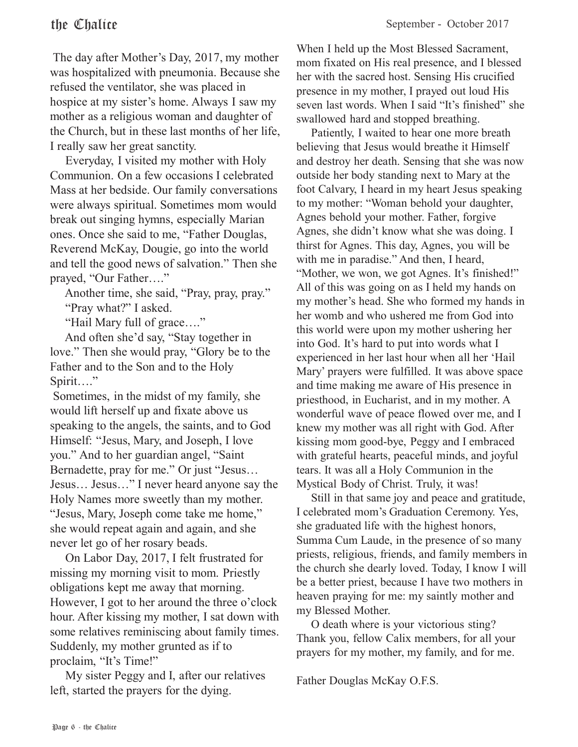The day after Mother's Day, 2017, my mother was hospitalized with pneumonia. Because she refused the ventilator, she was placed in hospice at my sister's home. Always I saw my mother as a religious woman and daughter of the Church, but in these last months of her life, I really saw her great sanctity.

Everyday, I visited my mother with Holy Communion. On a few occasions I celebrated Mass at her bedside. Our family conversations were always spiritual. Sometimes mom would break out singing hymns, especially Marian ones. Once she said to me, "Father Douglas, Reverend McKay, Dougie, go into the world and tell the good news of salvation." Then she prayed, "Our Father…."

Another time, she said, "Pray, pray, pray."

"Pray what?" I asked.

"Hail Mary full of grace…."

And often she'd say, "Stay together in love." Then she would pray, "Glory be to the Father and to the Son and to the Holy Spirit…."

Sometimes, in the midst of my family, she would lift herself up and fixate above us speaking to the angels, the saints, and to God Himself: "Jesus, Mary, and Joseph, I love you." And to her guardian angel, "Saint Bernadette, pray for me." Or just "Jesus… Jesus… Jesus…" I never heard anyone say the Holy Names more sweetly than my mother. "Jesus, Mary, Joseph come take me home," she would repeat again and again, and she never let go of her rosary beads.

On Labor Day, 2017, I felt frustrated for missing my morning visit to mom. Priestly obligations kept me away that morning. However, I got to her around the three o'clock hour. After kissing my mother, I sat down with some relatives reminiscing about family times. Suddenly, my mother grunted as if to proclaim, "It's Time!"

My sister Peggy and I, after our relatives left, started the prayers for the dying. When I held up the Most Blessed Sacrament, mom fixated on His real presence, and I blessed her with the sacred host. Sensing His crucified presence in my mother, I prayed out loud His seven last words. When I said "It's finished" she swallowed hard and stopped breathing.

Patiently, I waited to hear one more breath believing that Jesus would breathe it Himself and destroy her death. Sensing that she was now outside her body standing next to Mary at the foot Calvary, I heard in my heart Jesus speaking to my mother: "Woman behold your daughter, Agnes behold your mother. Father, forgive Agnes, she didn't know what she was doing. I thirst for Agnes. This day, Agnes, you will be with me in paradise." And then, I heard, "Mother, we won, we got Agnes. It's finished!" All of this was going on as I held my hands on my mother's head. She who formed my hands in her womb and who ushered me from God into this world were upon my mother ushering her into God. It's hard to put into words what I experienced in her last hour when all her 'Hail Mary' prayers were fulfilled. It was above space and time making me aware of His presence in priesthood, in Eucharist, and in my mother. A wonderful wave of peace flowed over me, and I knew my mother was all right with God. After kissing mom good-bye, Peggy and I embraced with grateful hearts, peaceful minds, and joyful tears. It was all a Holy Communion in the Mystical Body of Christ. Truly, it was!

Still in that same joy and peace and gratitude, I celebrated mom's Graduation Ceremony. Yes, she graduated life with the highest honors, Summa Cum Laude, in the presence of so many priests, religious, friends, and family members in the church she dearly loved. Today, I know I will be a better priest, because I have two mothers in heaven praying for me: my saintly mother and my Blessed Mother.

O death where is your victorious sting? Thank you, fellow Calix members, for all your prayers for my mother, my family, and for me.

Father Douglas McKay O.F.S.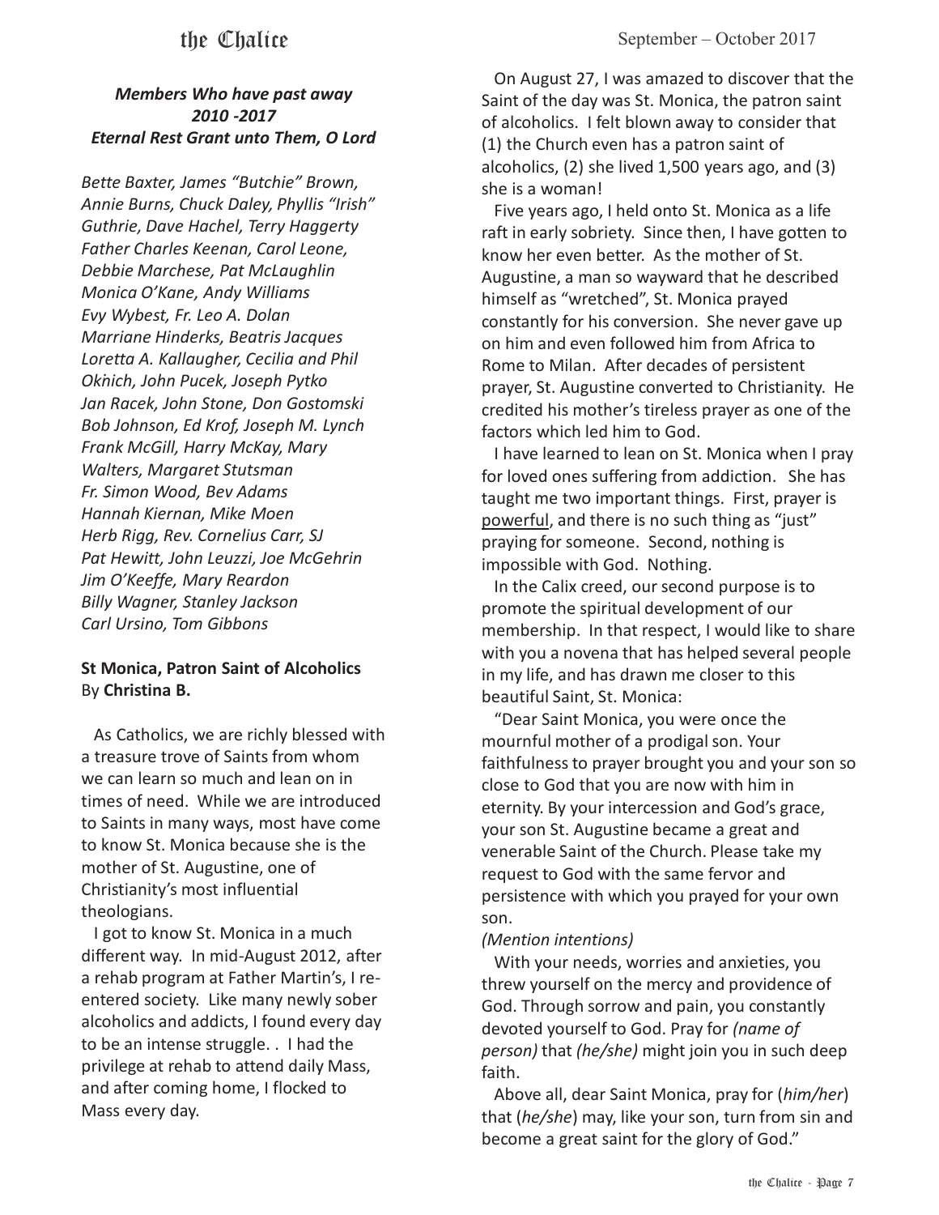### *Members Who have past away 2010 -2017*
### *Eternal Rest Grant unto Them, O Lord*

*Bette Baxter, James "Butchie" Brown, Annie Burns, Chuck Daley, Phyllis "Irish" Guthrie, Dave Hachel, Terry Haggerty Father Charles Keenan, Carol Leone, Debbie Marchese, Pat McLaughlin Monica O'Kane, Andy Williams Evy Wybest, Fr. Leo A. Dolan Marriane Hinderks, Beatris Jacques Loretta A. Kallaugher, Cecilia and Phil Okňich, John Pucek, Joseph Pytko Jan Racek, John Stone, Don Gostomski Bob Johnson, Ed Krof, Joseph M. Lynch Frank McGill, Harry McKay, Mary Walters, Margaret Stutsman Fr. Simon Wood, Bev Adams Hannah Kiernan, Mike Moen Herb Rigg, Rev. Cornelius Carr, SJ Pat Hewitt, John Leuzzi, Joe McGehrin Jim O'Keeffe, Mary Reardon Billy Wagner, Stanley Jackson Carl Ursino, Tom Gibbons*

**St Monica, Patron Saint of Alcoholics**
By **Christina B.**

As Catholics, we are richly blessed with a treasure trove of Saints from whom we can learn so much and lean on in times of need. While we are introduced to Saints in many ways, most have come to know St. Monica because she is the mother of St. Augustine, one of Christianity's most influential theologians.

I got to know St. Monica in a much different way. In mid-August 2012, after a rehab program at Father Martin's, I re-entered society. Like many newly sober alcoholics and addicts, I found every day to be an intense struggle. . I had the privilege at rehab to attend daily Mass, and after coming home, I flocked to Mass every day.

On August 27, I was amazed to discover that the Saint of the day was St. Monica, the patron saint of alcoholics. I felt blown away to consider that (1) the Church even has a patron saint of alcoholics, (2) she lived 1,500 years ago, and (3) she is a woman!

Five years ago, I held onto St. Monica as a life raft in early sobriety. Since then, I have gotten to know her even better. As the mother of St. Augustine, a man so wayward that he described himself as "wretched", St. Monica prayed constantly for his conversion. She never gave up on him and even followed him from Africa to Rome to Milan. After decades of persistent prayer, St. Augustine converted to Christianity. He credited his mother's tireless prayer as one of the factors which led him to God.

I have learned to lean on St. Monica when I pray for loved ones suffering from addiction. She has taught me two important things. First, prayer is <u>powerful</u>, and there is no such thing as "just" praying for someone. Second, nothing is impossible with God. Nothing.

In the Calix creed, our second purpose is to promote the spiritual development of our membership. In that respect, I would like to share with you a novena that has helped several people in my life, and has drawn me closer to this beautiful Saint, St. Monica:

"Dear Saint Monica, you were once the mournful mother of a prodigal son. Your faithfulness to prayer brought you and your son so close to God that you are now with him in eternity. By your intercession and God's grace, your son St. Augustine became a great and venerable Saint of the Church. Please take my request to God with the same fervor and persistence with which you prayed for your own son.

*(Mention intentions)*

With your needs, worries and anxieties, you threw yourself on the mercy and providence of God. Through sorrow and pain, you constantly devoted yourself to God. Pray for *(name of person)* that *(he/she)* might join you in such deep faith.

Above all, dear Saint Monica, pray for (*him/her*) that (*he/she*) may, like your son, turn from sin and become a great saint for the glory of God."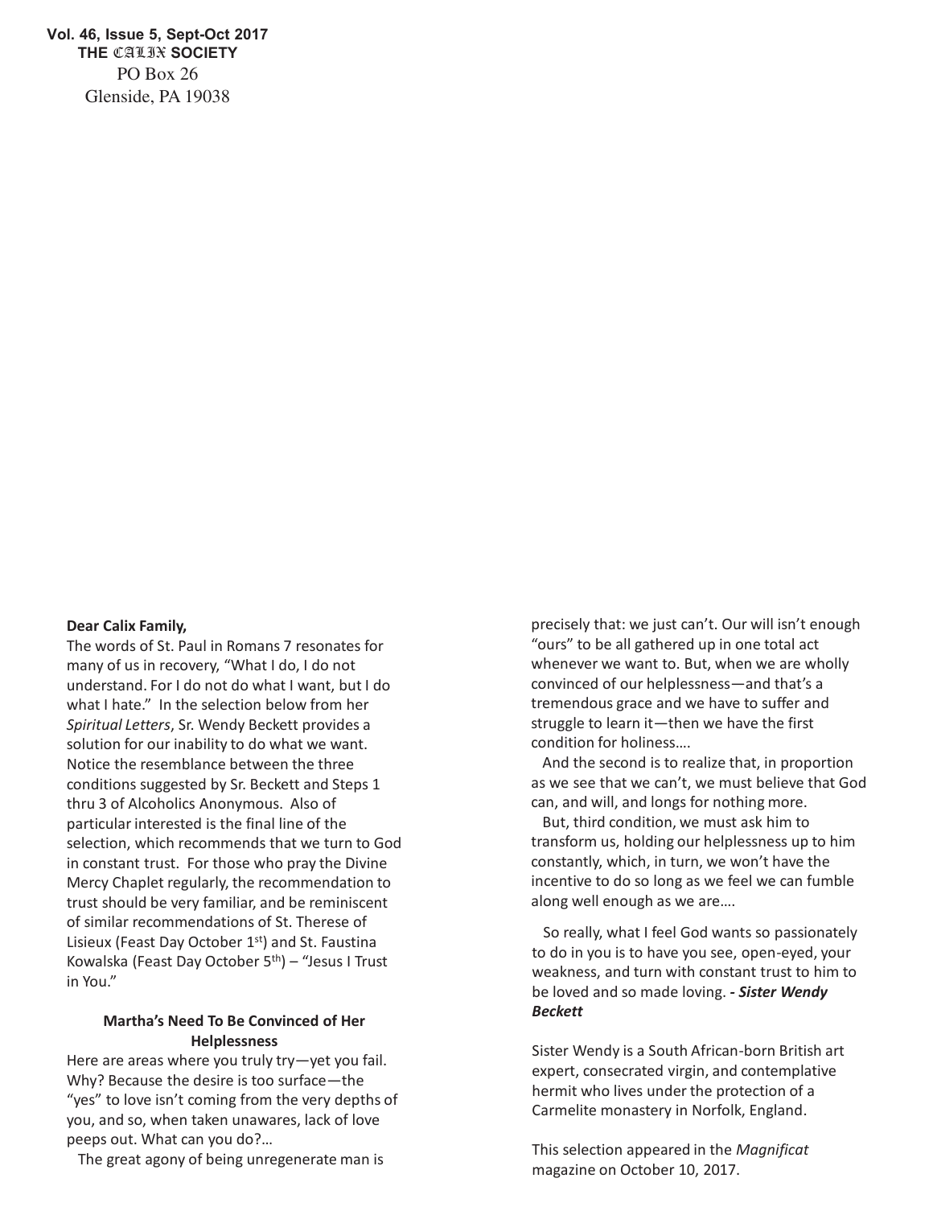**Vol. 46, Issue 5, Sept-Oct 2017**
**THE CALIX SOCIETY**
PO Box 26
Glenside, PA 19038

**Dear Calix Family,**

The words of St. Paul in Romans 7 resonates for many of us in recovery, "What I do, I do not understand. For I do not do what I want, but I do what I hate." In the selection below from her *Spiritual Letters*, Sr. Wendy Beckett provides a solution for our inability to do what we want. Notice the resemblance between the three conditions suggested by Sr. Beckett and Steps 1 thru 3 of Alcoholics Anonymous. Also of particular interested is the final line of the selection, which recommends that we turn to God in constant trust. For those who pray the Divine Mercy Chaplet regularly, the recommendation to trust should be very familiar, and be reminiscent of similar recommendations of St. Therese of Lisieux (Feast Day October 1st) and St. Faustina Kowalska (Feast Day October 5th) – "Jesus I Trust in You."

**Martha's Need To Be Convinced of Her Helplessness**

Here are areas where you truly try—yet you fail. Why? Because the desire is too surface—the "yes" to love isn't coming from the very depths of you, and so, when taken unawares, lack of love peeps out. What can you do?…

The great agony of being unregenerate man is precisely that: we just can't. Our will isn't enough "ours" to be all gathered up in one total act whenever we want to. But, when we are wholly convinced of our helplessness—and that's a tremendous grace and we have to suffer and struggle to learn it—then we have the first condition for holiness….

And the second is to realize that, in proportion as we see that we can't, we must believe that God can, and will, and longs for nothing more.

But, third condition, we must ask him to transform us, holding our helplessness up to him constantly, which, in turn, we won't have the incentive to do so long as we feel we can fumble along well enough as we are….

So really, what I feel God wants so passionately to do in you is to have you see, open-eyed, your weakness, and turn with constant trust to him to be loved and so made loving. ***- Sister Wendy Beckett***

Sister Wendy is a South African-born British art expert, consecrated virgin, and contemplative hermit who lives under the protection of a Carmelite monastery in Norfolk, England.

This selection appeared in the *Magnificat* magazine on October 10, 2017.